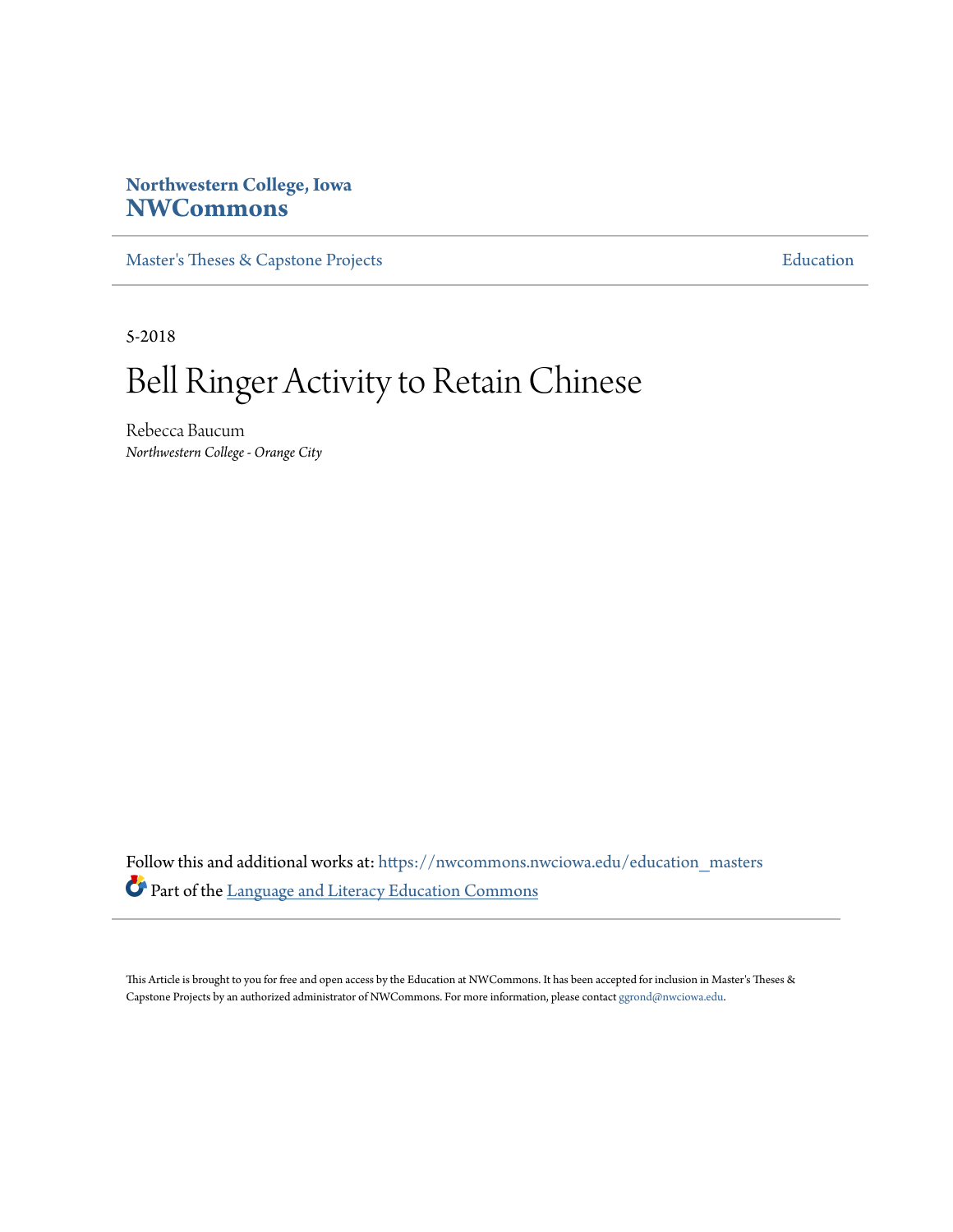**Northwestern College, Iowa**
**NWCommons**

Master's Theses & Capstone Projects | Education

5-2018

# Bell Ringer Activity to Retain Chinese

Rebecca Baucum
*Northwestern College - Orange City*

Follow this and additional works at: https://nwcommons.nwciowa.edu/education_masters

Part of the Language and Literacy Education Commons

This Article is brought to you for free and open access by the Education at NWCommons. It has been accepted for inclusion in Master's Theses & Capstone Projects by an authorized administrator of NWCommons. For more information, please contact ggrond@nwciowa.edu.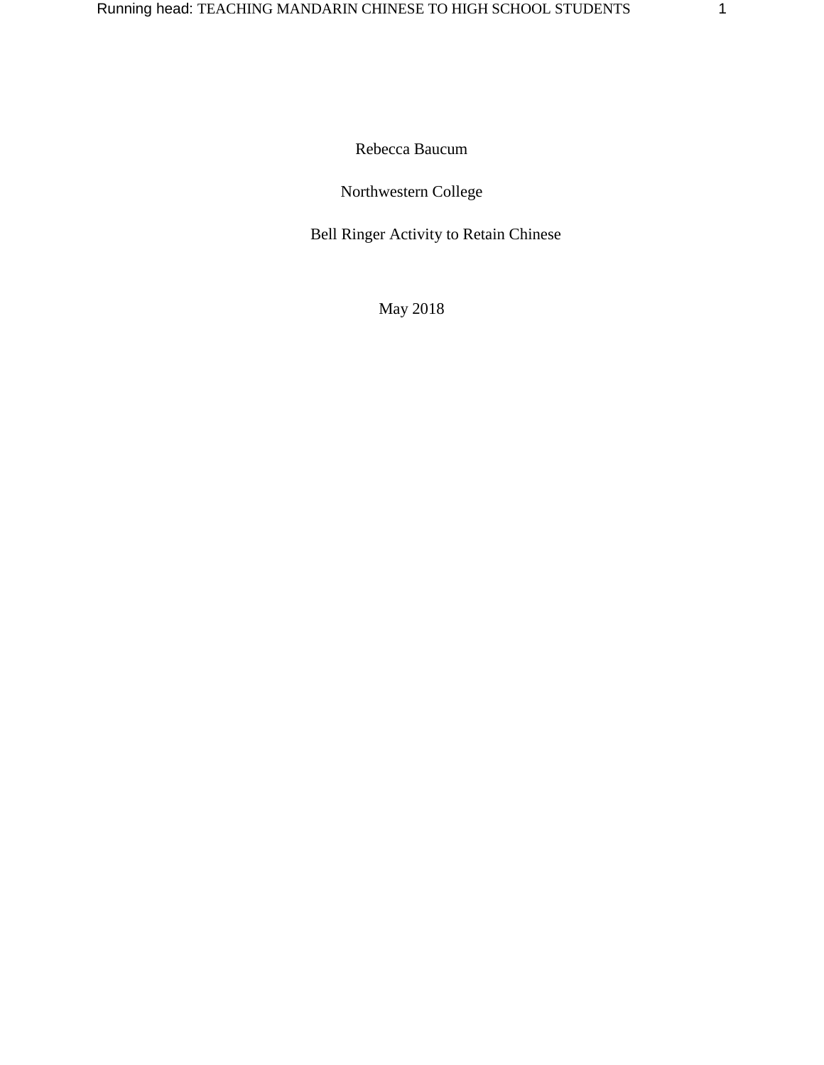Rebecca Baucum

Northwestern College

Bell Ringer Activity to Retain Chinese

May 2018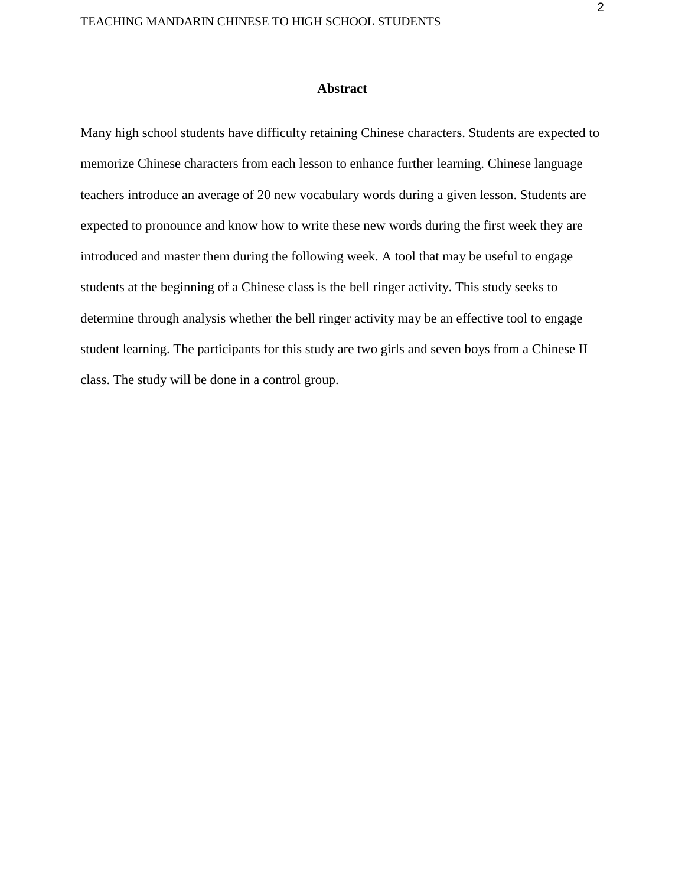## Abstract

Many high school students have difficulty retaining Chinese characters. Students are expected to memorize Chinese characters from each lesson to enhance further learning. Chinese language teachers introduce an average of 20 new vocabulary words during a given lesson. Students are expected to pronounce and know how to write these new words during the first week they are introduced and master them during the following week. A tool that may be useful to engage students at the beginning of a Chinese class is the bell ringer activity. This study seeks to determine through analysis whether the bell ringer activity may be an effective tool to engage student learning. The participants for this study are two girls and seven boys from a Chinese II class. The study will be done in a control group.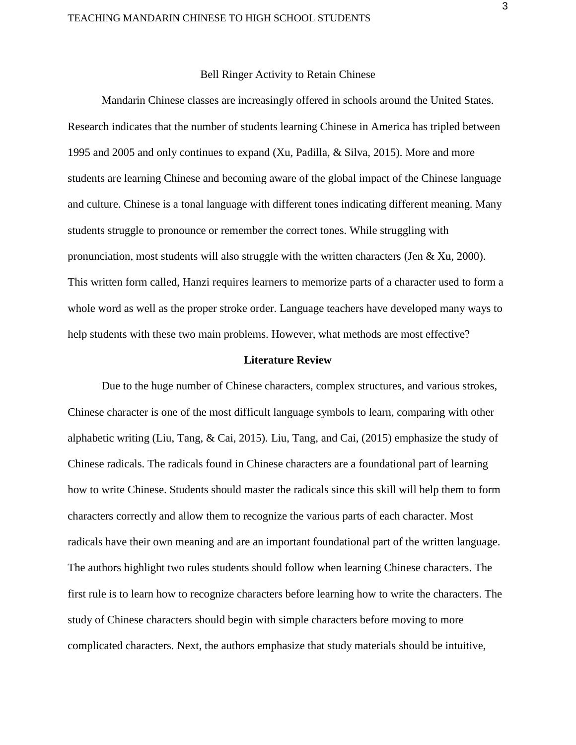Bell Ringer Activity to Retain Chinese

Mandarin Chinese classes are increasingly offered in schools around the United States. Research indicates that the number of students learning Chinese in America has tripled between 1995 and 2005 and only continues to expand (Xu, Padilla, & Silva, 2015). More and more students are learning Chinese and becoming aware of the global impact of the Chinese language and culture. Chinese is a tonal language with different tones indicating different meaning. Many students struggle to pronounce or remember the correct tones. While struggling with pronunciation, most students will also struggle with the written characters (Jen & Xu, 2000). This written form called, Hanzi requires learners to memorize parts of a character used to form a whole word as well as the proper stroke order. Language teachers have developed many ways to help students with these two main problems. However, what methods are most effective?

## Literature Review

Due to the huge number of Chinese characters, complex structures, and various strokes, Chinese character is one of the most difficult language symbols to learn, comparing with other alphabetic writing (Liu, Tang, & Cai, 2015). Liu, Tang, and Cai, (2015) emphasize the study of Chinese radicals. The radicals found in Chinese characters are a foundational part of learning how to write Chinese. Students should master the radicals since this skill will help them to form characters correctly and allow them to recognize the various parts of each character. Most radicals have their own meaning and are an important foundational part of the written language. The authors highlight two rules students should follow when learning Chinese characters. The first rule is to learn how to recognize characters before learning how to write the characters. The study of Chinese characters should begin with simple characters before moving to more complicated characters. Next, the authors emphasize that study materials should be intuitive,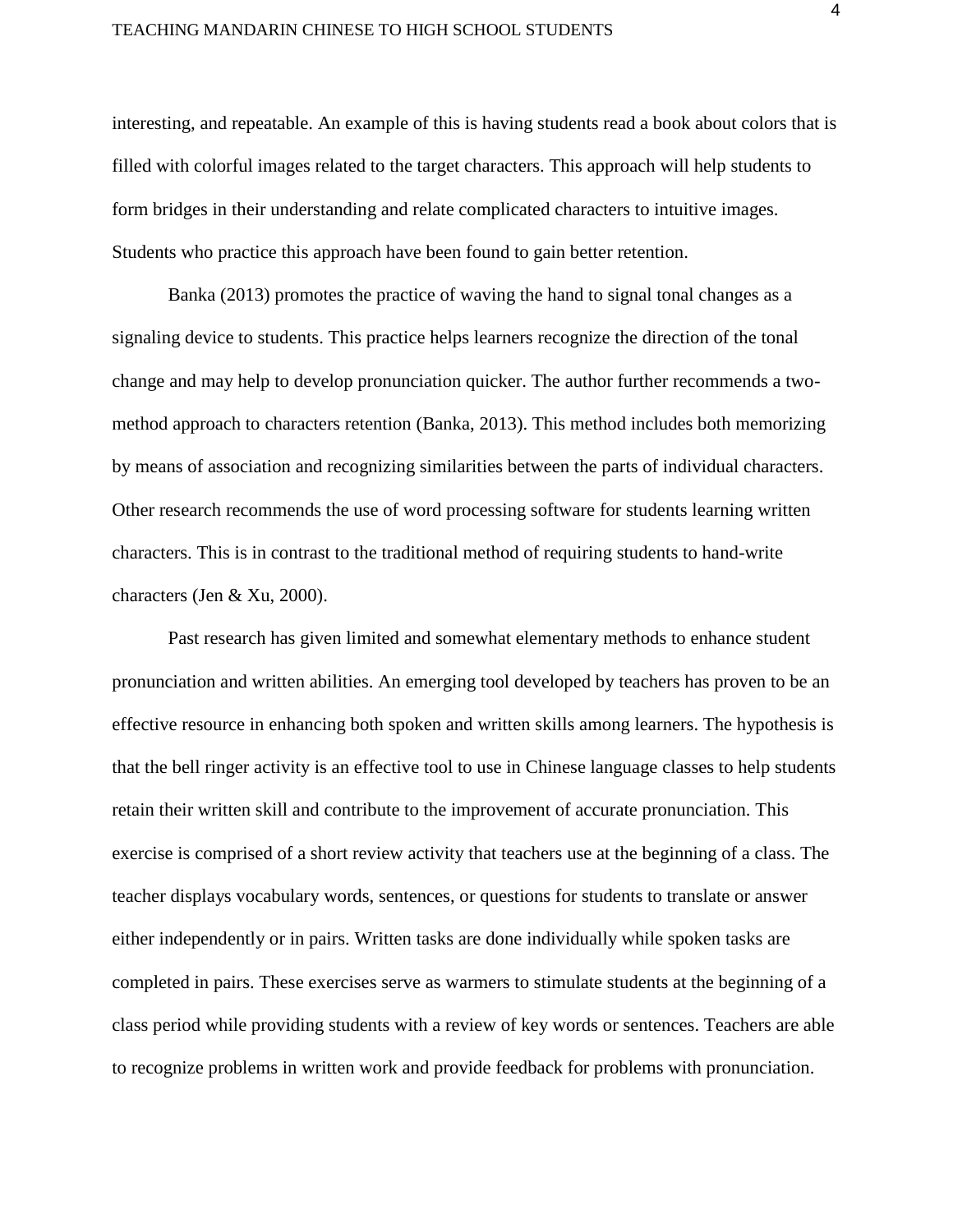interesting, and repeatable. An example of this is having students read a book about colors that is filled with colorful images related to the target characters. This approach will help students to form bridges in their understanding and relate complicated characters to intuitive images. Students who practice this approach have been found to gain better retention.

Banka (2013) promotes the practice of waving the hand to signal tonal changes as a signaling device to students. This practice helps learners recognize the direction of the tonal change and may help to develop pronunciation quicker. The author further recommends a two-method approach to characters retention (Banka, 2013). This method includes both memorizing by means of association and recognizing similarities between the parts of individual characters. Other research recommends the use of word processing software for students learning written characters. This is in contrast to the traditional method of requiring students to hand-write characters (Jen & Xu, 2000).

Past research has given limited and somewhat elementary methods to enhance student pronunciation and written abilities. An emerging tool developed by teachers has proven to be an effective resource in enhancing both spoken and written skills among learners. The hypothesis is that the bell ringer activity is an effective tool to use in Chinese language classes to help students retain their written skill and contribute to the improvement of accurate pronunciation. This exercise is comprised of a short review activity that teachers use at the beginning of a class. The teacher displays vocabulary words, sentences, or questions for students to translate or answer either independently or in pairs. Written tasks are done individually while spoken tasks are completed in pairs. These exercises serve as warmers to stimulate students at the beginning of a class period while providing students with a review of key words or sentences. Teachers are able to recognize problems in written work and provide feedback for problems with pronunciation.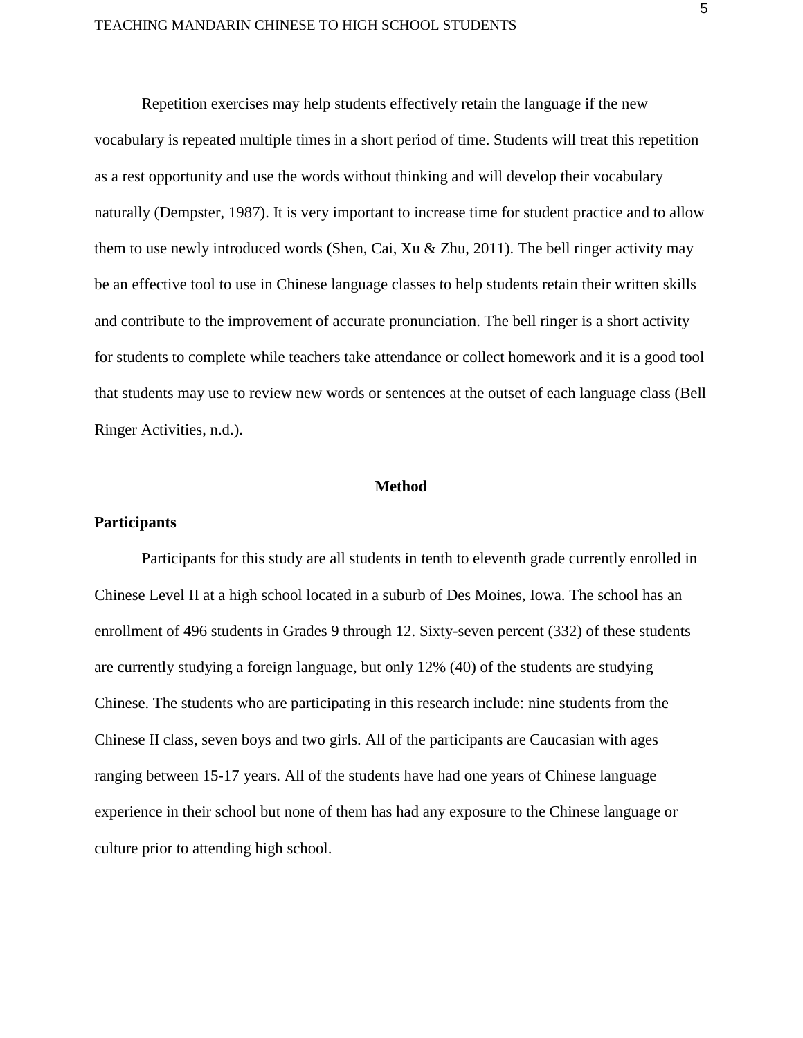Repetition exercises may help students effectively retain the language if the new vocabulary is repeated multiple times in a short period of time. Students will treat this repetition as a rest opportunity and use the words without thinking and will develop their vocabulary naturally (Dempster, 1987). It is very important to increase time for student practice and to allow them to use newly introduced words (Shen, Cai, Xu & Zhu, 2011). The bell ringer activity may be an effective tool to use in Chinese language classes to help students retain their written skills and contribute to the improvement of accurate pronunciation. The bell ringer is a short activity for students to complete while teachers take attendance or collect homework and it is a good tool that students may use to review new words or sentences at the outset of each language class (Bell Ringer Activities, n.d.).

# Method

## Participants

Participants for this study are all students in tenth to eleventh grade currently enrolled in Chinese Level II at a high school located in a suburb of Des Moines, Iowa. The school has an enrollment of 496 students in Grades 9 through 12. Sixty-seven percent (332) of these students are currently studying a foreign language, but only 12% (40) of the students are studying Chinese. The students who are participating in this research include: nine students from the Chinese II class, seven boys and two girls. All of the participants are Caucasian with ages ranging between 15-17 years. All of the students have had one years of Chinese language experience in their school but none of them has had any exposure to the Chinese language or culture prior to attending high school.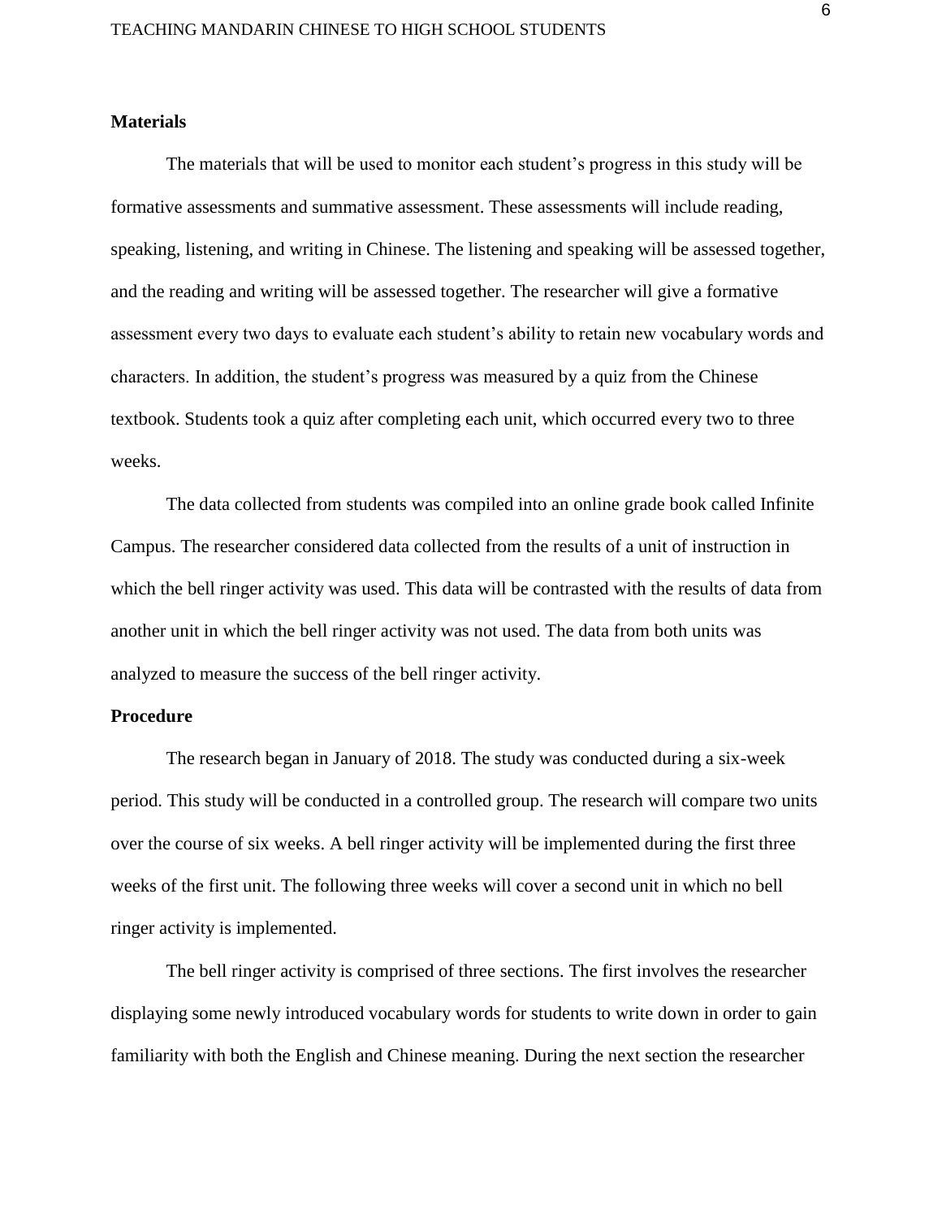## Materials

The materials that will be used to monitor each student's progress in this study will be formative assessments and summative assessment. These assessments will include reading, speaking, listening, and writing in Chinese. The listening and speaking will be assessed together, and the reading and writing will be assessed together. The researcher will give a formative assessment every two days to evaluate each student's ability to retain new vocabulary words and characters. In addition, the student's progress was measured by a quiz from the Chinese textbook. Students took a quiz after completing each unit, which occurred every two to three weeks.

The data collected from students was compiled into an online grade book called Infinite Campus. The researcher considered data collected from the results of a unit of instruction in which the bell ringer activity was used. This data will be contrasted with the results of data from another unit in which the bell ringer activity was not used. The data from both units was analyzed to measure the success of the bell ringer activity.

## Procedure

The research began in January of 2018. The study was conducted during a six-week period. This study will be conducted in a controlled group. The research will compare two units over the course of six weeks. A bell ringer activity will be implemented during the first three weeks of the first unit. The following three weeks will cover a second unit in which no bell ringer activity is implemented.

The bell ringer activity is comprised of three sections. The first involves the researcher displaying some newly introduced vocabulary words for students to write down in order to gain familiarity with both the English and Chinese meaning. During the next section the researcher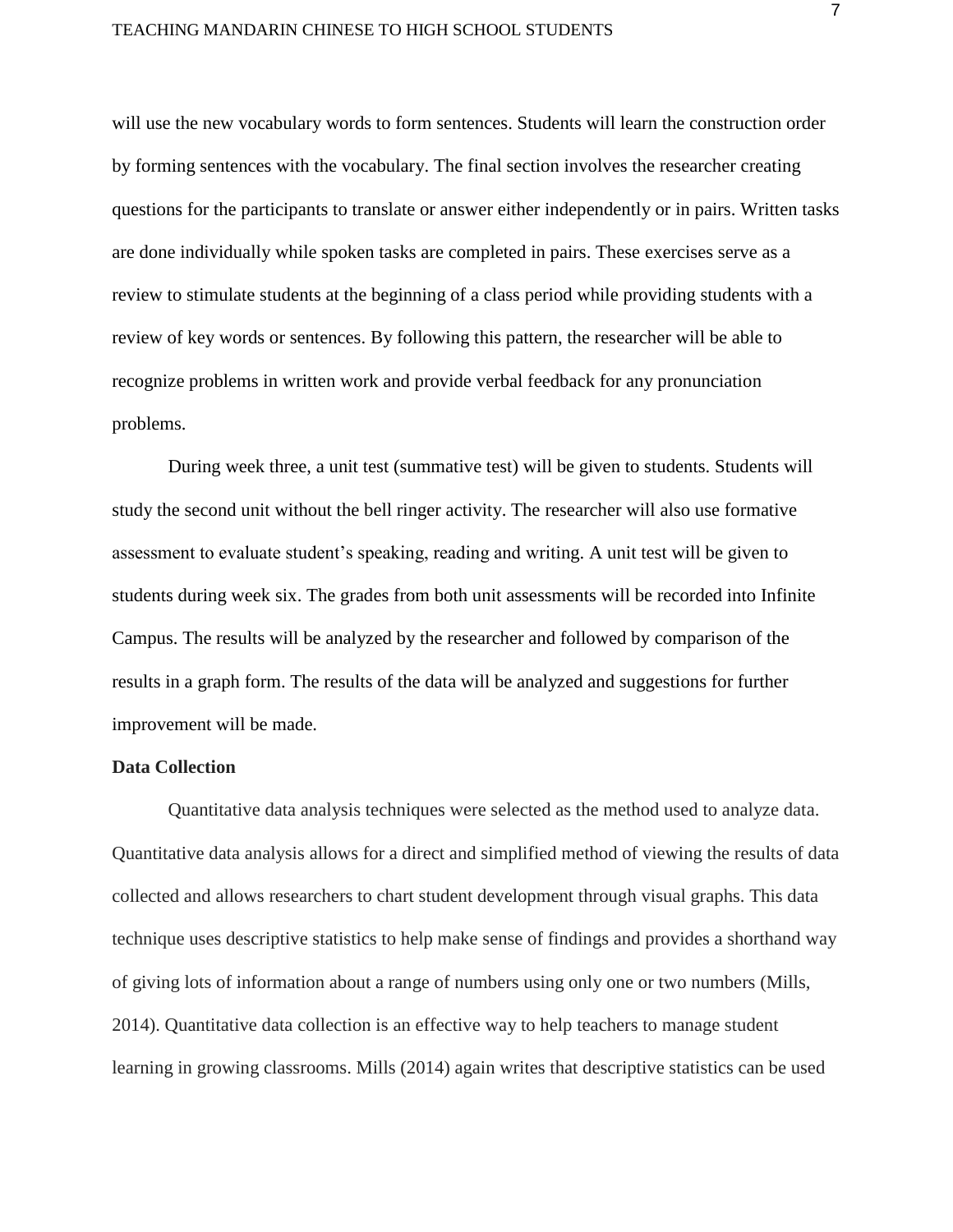will use the new vocabulary words to form sentences. Students will learn the construction order by forming sentences with the vocabulary. The final section involves the researcher creating questions for the participants to translate or answer either independently or in pairs. Written tasks are done individually while spoken tasks are completed in pairs. These exercises serve as a review to stimulate students at the beginning of a class period while providing students with a review of key words or sentences. By following this pattern, the researcher will be able to recognize problems in written work and provide verbal feedback for any pronunciation problems.

During week three, a unit test (summative test) will be given to students. Students will study the second unit without the bell ringer activity. The researcher will also use formative assessment to evaluate student's speaking, reading and writing. A unit test will be given to students during week six. The grades from both unit assessments will be recorded into Infinite Campus. The results will be analyzed by the researcher and followed by comparison of the results in a graph form. The results of the data will be analyzed and suggestions for further improvement will be made.

**Data Collection**

Quantitative data analysis techniques were selected as the method used to analyze data. Quantitative data analysis allows for a direct and simplified method of viewing the results of data collected and allows researchers to chart student development through visual graphs. This data technique uses descriptive statistics to help make sense of findings and provides a shorthand way of giving lots of information about a range of numbers using only one or two numbers (Mills, 2014). Quantitative data collection is an effective way to help teachers to manage student learning in growing classrooms. Mills (2014) again writes that descriptive statistics can be used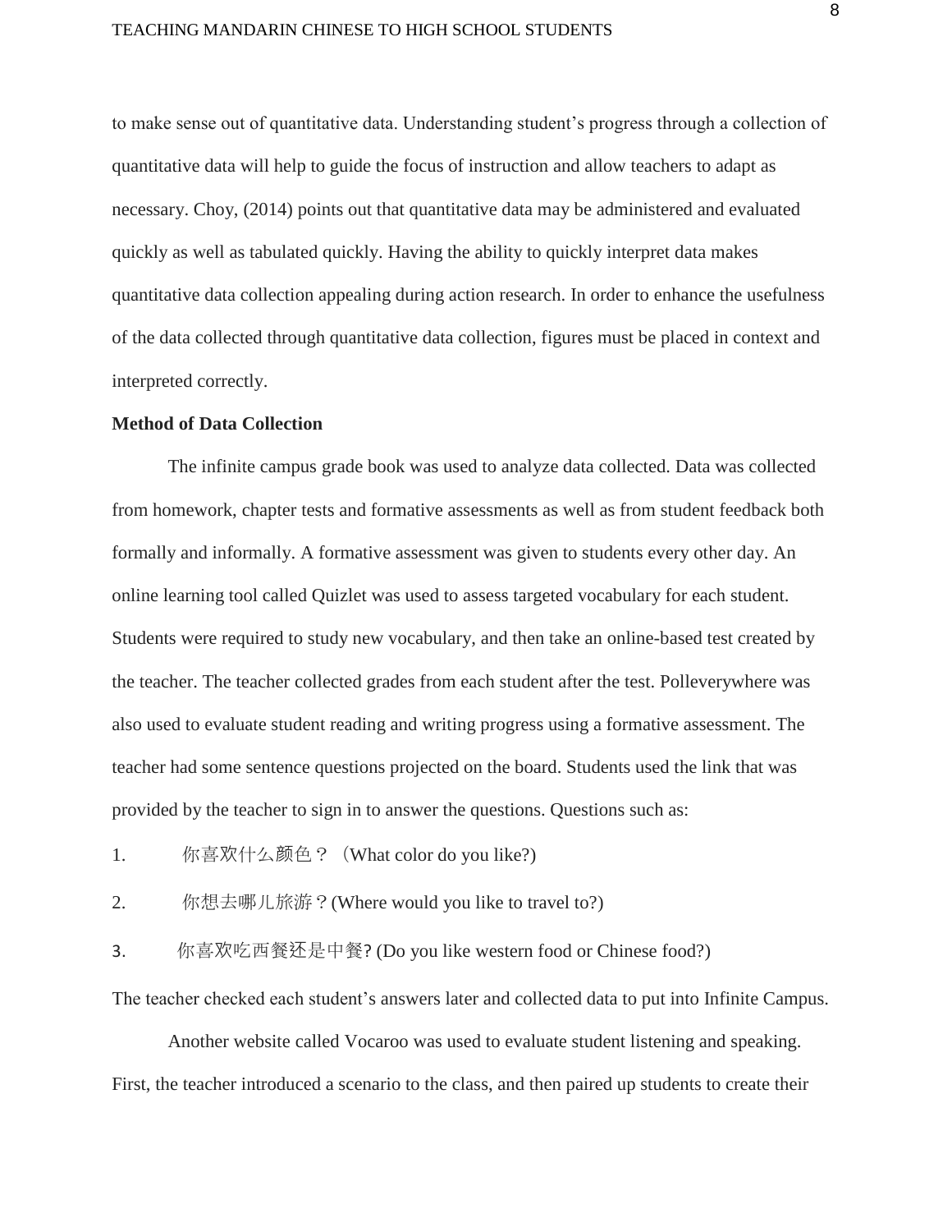to make sense out of quantitative data. Understanding student's progress through a collection of quantitative data will help to guide the focus of instruction and allow teachers to adapt as necessary. Choy, (2014) points out that quantitative data may be administered and evaluated quickly as well as tabulated quickly. Having the ability to quickly interpret data makes quantitative data collection appealing during action research. In order to enhance the usefulness of the data collected through quantitative data collection, figures must be placed in context and interpreted correctly.

**Method of Data Collection**

The infinite campus grade book was used to analyze data collected. Data was collected from homework, chapter tests and formative assessments as well as from student feedback both formally and informally. A formative assessment was given to students every other day. An online learning tool called Quizlet was used to assess targeted vocabulary for each student. Students were required to study new vocabulary, and then take an online-based test created by the teacher. The teacher collected grades from each student after the test. Polleverywhere was also used to evaluate student reading and writing progress using a formative assessment. The teacher had some sentence questions projected on the board. Students used the link that was provided by the teacher to sign in to answer the questions. Questions such as:

1. 你喜欢什么颜色？（What color do you like?)
2. 你想去哪儿旅游？(Where would you like to travel to?)
3. 你喜欢吃西餐还是中餐? (Do you like western food or Chinese food?)

The teacher checked each student's answers later and collected data to put into Infinite Campus.

Another website called Vocaroo was used to evaluate student listening and speaking. First, the teacher introduced a scenario to the class, and then paired up students to create their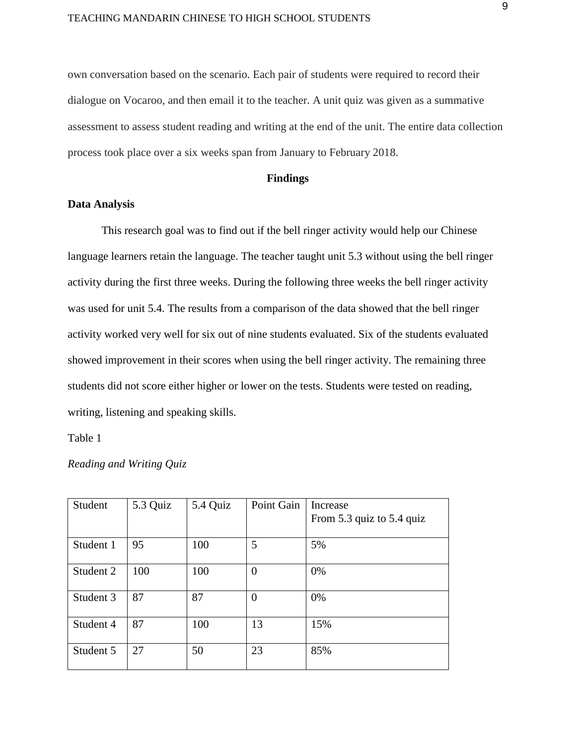own conversation based on the scenario. Each pair of students were required to record their dialogue on Vocaroo, and then email it to the teacher. A unit quiz was given as a summative assessment to assess student reading and writing at the end of the unit. The entire data collection process took place over a six weeks span from January to February 2018.

## Findings

### Data Analysis

This research goal was to find out if the bell ringer activity would help our Chinese language learners retain the language. The teacher taught unit 5.3 without using the bell ringer activity during the first three weeks. During the following three weeks the bell ringer activity was used for unit 5.4. The results from a comparison of the data showed that the bell ringer activity worked very well for six out of nine students evaluated. Six of the students evaluated showed improvement in their scores when using the bell ringer activity. The remaining three students did not score either higher or lower on the tests. Students were tested on reading, writing, listening and speaking skills.

Table 1

*Reading and Writing Quiz*

| Student | 5.3 Quiz | 5.4 Quiz | Point Gain | Increase From 5.3 quiz to 5.4 quiz |
|---|---|---|---|---|
| Student 1 | 95 | 100 | 5 | 5% |
| Student 2 | 100 | 100 | 0 | 0% |
| Student 3 | 87 | 87 | 0 | 0% |
| Student 4 | 87 | 100 | 13 | 15% |
| Student 5 | 27 | 50 | 23 | 85% |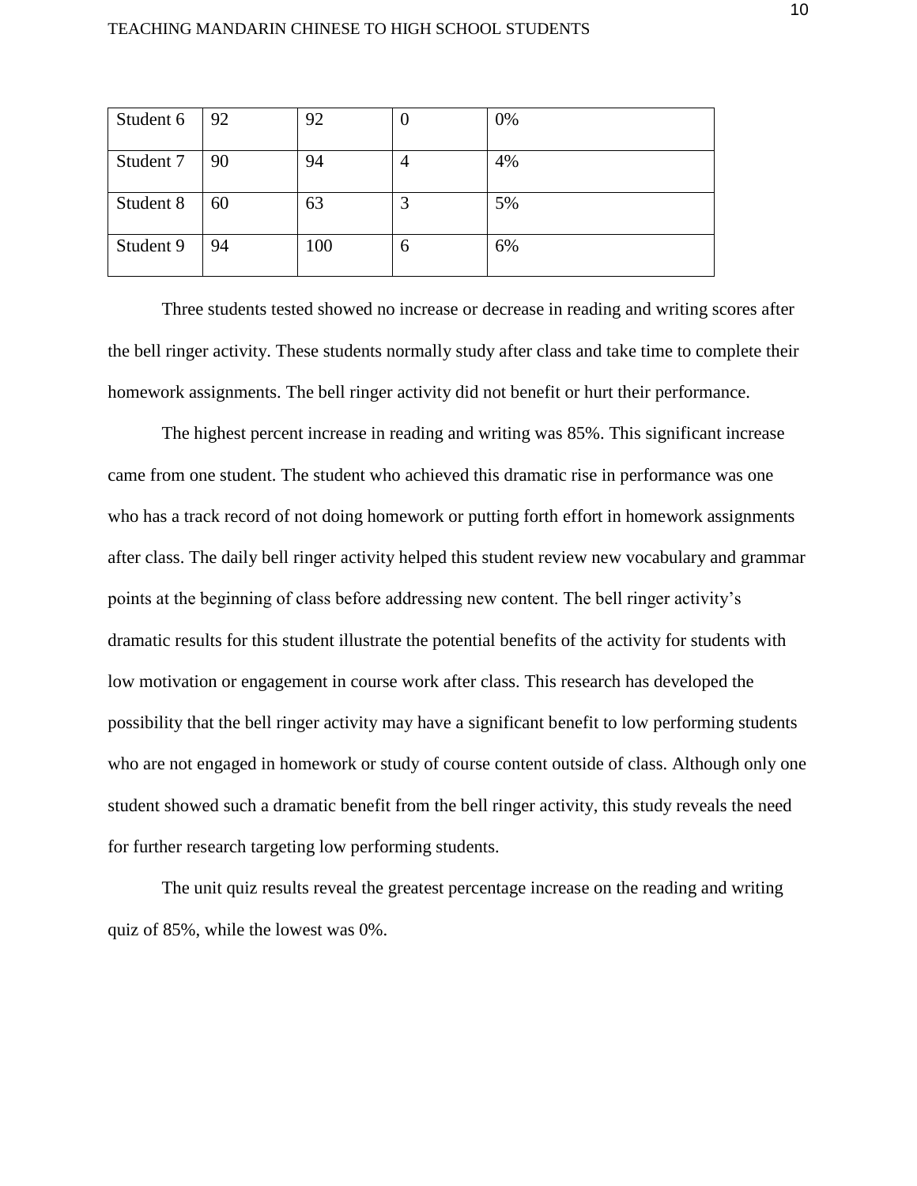| | | | | |
|---|---|---|---|---|
| Student 6 | 92 | 92 | 0 | 0% |
| Student 7 | 90 | 94 | 4 | 4% |
| Student 8 | 60 | 63 | 3 | 5% |
| Student 9 | 94 | 100 | 6 | 6% |

Three students tested showed no increase or decrease in reading and writing scores after the bell ringer activity. These students normally study after class and take time to complete their homework assignments. The bell ringer activity did not benefit or hurt their performance.

The highest percent increase in reading and writing was 85%. This significant increase came from one student. The student who achieved this dramatic rise in performance was one who has a track record of not doing homework or putting forth effort in homework assignments after class. The daily bell ringer activity helped this student review new vocabulary and grammar points at the beginning of class before addressing new content. The bell ringer activity's dramatic results for this student illustrate the potential benefits of the activity for students with low motivation or engagement in course work after class. This research has developed the possibility that the bell ringer activity may have a significant benefit to low performing students who are not engaged in homework or study of course content outside of class. Although only one student showed such a dramatic benefit from the bell ringer activity, this study reveals the need for further research targeting low performing students.

The unit quiz results reveal the greatest percentage increase on the reading and writing quiz of 85%, while the lowest was 0%.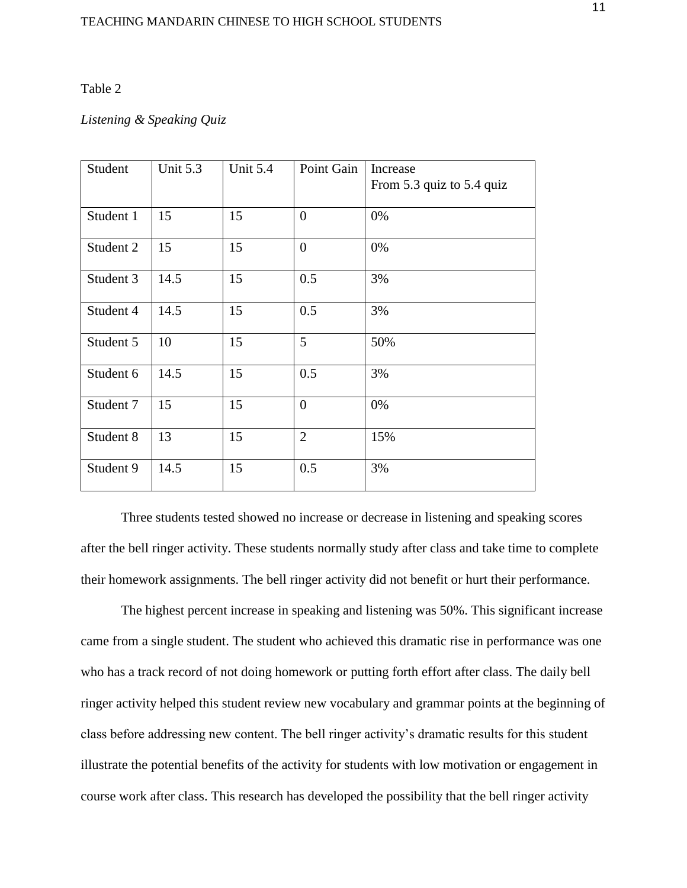Table 2

*Listening & Speaking Quiz*

| Student | Unit 5.3 | Unit 5.4 | Point Gain | Increase From 5.3 quiz to 5.4 quiz |
|---|---|---|---|---|
| Student 1 | 15 | 15 | 0 | 0% |
| Student 2 | 15 | 15 | 0 | 0% |
| Student 3 | 14.5 | 15 | 0.5 | 3% |
| Student 4 | 14.5 | 15 | 0.5 | 3% |
| Student 5 | 10 | 15 | 5 | 50% |
| Student 6 | 14.5 | 15 | 0.5 | 3% |
| Student 7 | 15 | 15 | 0 | 0% |
| Student 8 | 13 | 15 | 2 | 15% |
| Student 9 | 14.5 | 15 | 0.5 | 3% |

Three students tested showed no increase or decrease in listening and speaking scores after the bell ringer activity. These students normally study after class and take time to complete their homework assignments. The bell ringer activity did not benefit or hurt their performance.

The highest percent increase in speaking and listening was 50%. This significant increase came from a single student. The student who achieved this dramatic rise in performance was one who has a track record of not doing homework or putting forth effort after class. The daily bell ringer activity helped this student review new vocabulary and grammar points at the beginning of class before addressing new content. The bell ringer activity's dramatic results for this student illustrate the potential benefits of the activity for students with low motivation or engagement in course work after class. This research has developed the possibility that the bell ringer activity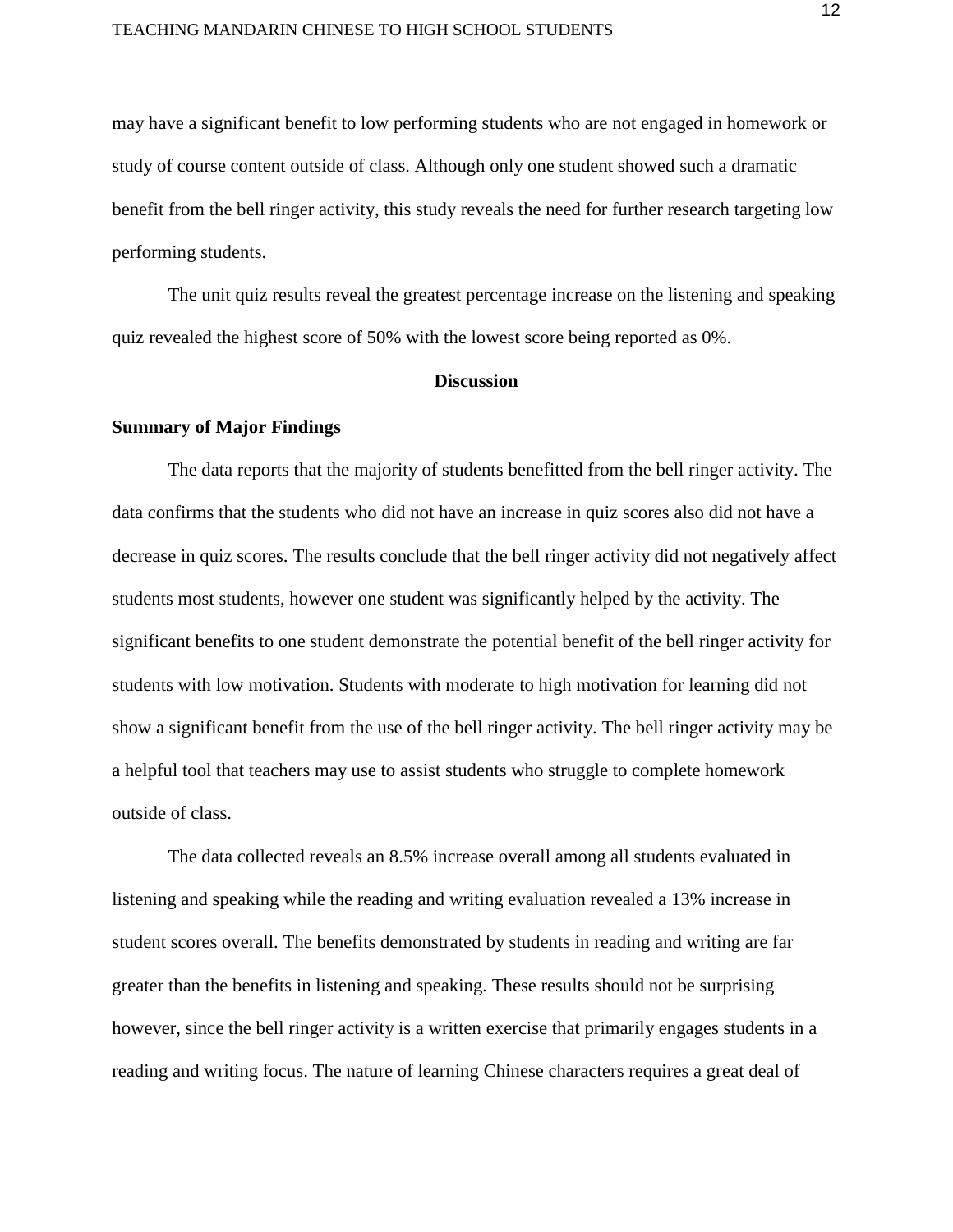may have a significant benefit to low performing students who are not engaged in homework or study of course content outside of class. Although only one student showed such a dramatic benefit from the bell ringer activity, this study reveals the need for further research targeting low performing students.

The unit quiz results reveal the greatest percentage increase on the listening and speaking quiz revealed the highest score of 50% with the lowest score being reported as 0%.

## Discussion

### Summary of Major Findings

The data reports that the majority of students benefitted from the bell ringer activity. The data confirms that the students who did not have an increase in quiz scores also did not have a decrease in quiz scores. The results conclude that the bell ringer activity did not negatively affect students most students, however one student was significantly helped by the activity. The significant benefits to one student demonstrate the potential benefit of the bell ringer activity for students with low motivation. Students with moderate to high motivation for learning did not show a significant benefit from the use of the bell ringer activity. The bell ringer activity may be a helpful tool that teachers may use to assist students who struggle to complete homework outside of class.

The data collected reveals an 8.5% increase overall among all students evaluated in listening and speaking while the reading and writing evaluation revealed a 13% increase in student scores overall. The benefits demonstrated by students in reading and writing are far greater than the benefits in listening and speaking. These results should not be surprising however, since the bell ringer activity is a written exercise that primarily engages students in a reading and writing focus. The nature of learning Chinese characters requires a great deal of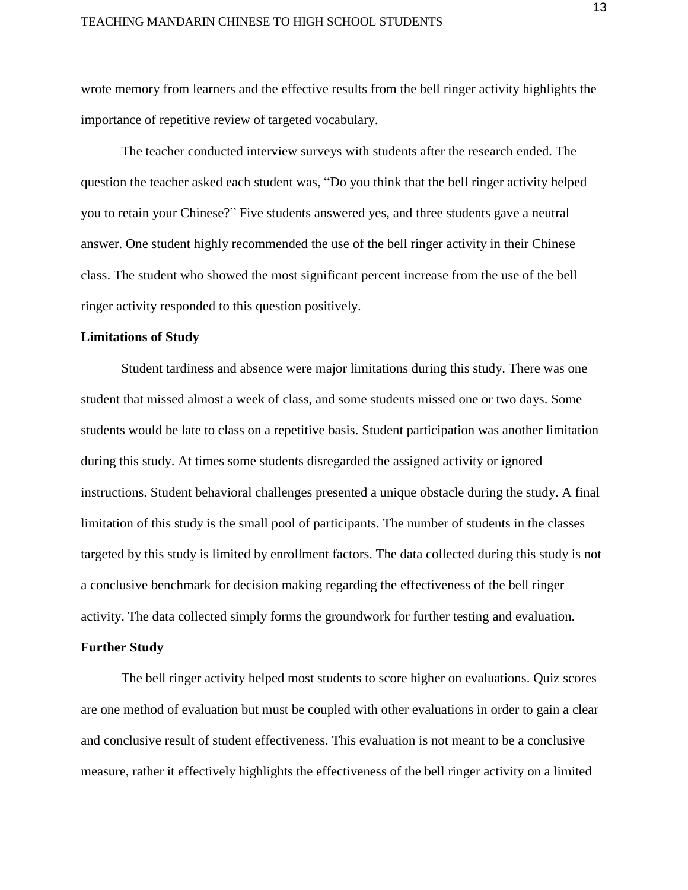wrote memory from learners and the effective results from the bell ringer activity highlights the importance of repetitive review of targeted vocabulary.

The teacher conducted interview surveys with students after the research ended. The question the teacher asked each student was, "Do you think that the bell ringer activity helped you to retain your Chinese?" Five students answered yes, and three students gave a neutral answer. One student highly recommended the use of the bell ringer activity in their Chinese class. The student who showed the most significant percent increase from the use of the bell ringer activity responded to this question positively.

**Limitations of Study**

Student tardiness and absence were major limitations during this study. There was one student that missed almost a week of class, and some students missed one or two days. Some students would be late to class on a repetitive basis. Student participation was another limitation during this study. At times some students disregarded the assigned activity or ignored instructions. Student behavioral challenges presented a unique obstacle during the study. A final limitation of this study is the small pool of participants. The number of students in the classes targeted by this study is limited by enrollment factors. The data collected during this study is not a conclusive benchmark for decision making regarding the effectiveness of the bell ringer activity. The data collected simply forms the groundwork for further testing and evaluation.

**Further Study**

The bell ringer activity helped most students to score higher on evaluations. Quiz scores are one method of evaluation but must be coupled with other evaluations in order to gain a clear and conclusive result of student effectiveness. This evaluation is not meant to be a conclusive measure, rather it effectively highlights the effectiveness of the bell ringer activity on a limited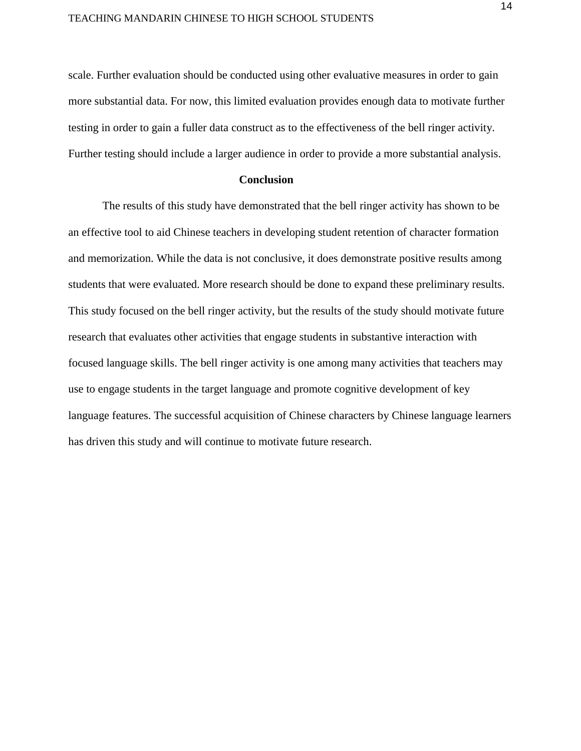scale. Further evaluation should be conducted using other evaluative measures in order to gain more substantial data. For now, this limited evaluation provides enough data to motivate further testing in order to gain a fuller data construct as to the effectiveness of the bell ringer activity. Further testing should include a larger audience in order to provide a more substantial analysis.

## Conclusion

The results of this study have demonstrated that the bell ringer activity has shown to be an effective tool to aid Chinese teachers in developing student retention of character formation and memorization. While the data is not conclusive, it does demonstrate positive results among students that were evaluated. More research should be done to expand these preliminary results. This study focused on the bell ringer activity, but the results of the study should motivate future research that evaluates other activities that engage students in substantive interaction with focused language skills. The bell ringer activity is one among many activities that teachers may use to engage students in the target language and promote cognitive development of key language features. The successful acquisition of Chinese characters by Chinese language learners has driven this study and will continue to motivate future research.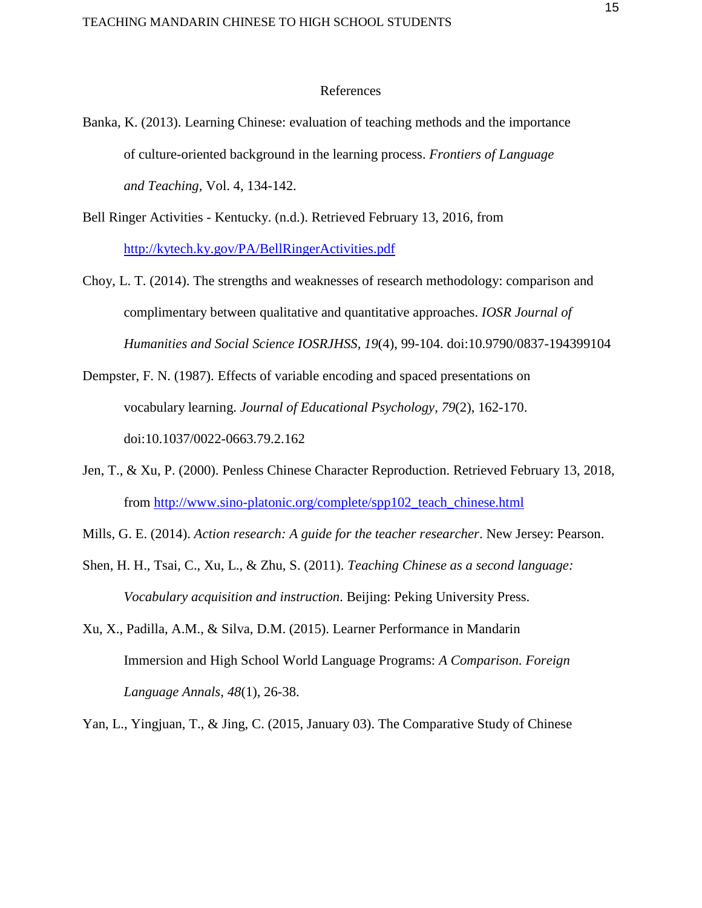# References

Banka, K. (2013). Learning Chinese: evaluation of teaching methods and the importance of culture-oriented background in the learning process. *Frontiers of Language and Teaching,* Vol. 4, 134-142.

Bell Ringer Activities - Kentucky. (n.d.). Retrieved February 13, 2016, from [http://kytech.ky.gov/PA/BellRingerActivities.pdf](http://kytech.ky.gov/PA/BellRingerActivities.pdf)

Choy, L. T. (2014). The strengths and weaknesses of research methodology: comparison and complimentary between qualitative and quantitative approaches. *IOSR Journal of Humanities and Social Science IOSRJHSS, 19*(4), 99-104. doi:10.9790/0837-194399104

Dempster, F. N. (1987). Effects of variable encoding and spaced presentations on vocabulary learning. *Journal of Educational Psychology, 79*(2), 162-170. doi:10.1037/0022-0663.79.2.162

Jen, T., & Xu, P. (2000). Penless Chinese Character Reproduction. Retrieved February 13, 2018, from [http://www.sino-platonic.org/complete/spp102_teach_chinese.html](http://www.sino-platonic.org/complete/spp102_teach_chinese.html)

Mills, G. E. (2014). *Action research: A guide for the teacher researcher*. New Jersey: Pearson.

Shen, H. H., Tsai, C., Xu, L., & Zhu, S. (2011). *Teaching Chinese as a second language: Vocabulary acquisition and instruction*. Beijing: Peking University Press.

Xu, X., Padilla, A.M., & Silva, D.M. (2015). Learner Performance in Mandarin Immersion and High School World Language Programs: *A Comparison. Foreign Language Annals, 48*(1), 26-38.

Yan, L., Yingjuan, T., & Jing, C. (2015, January 03). The Comparative Study of Chinese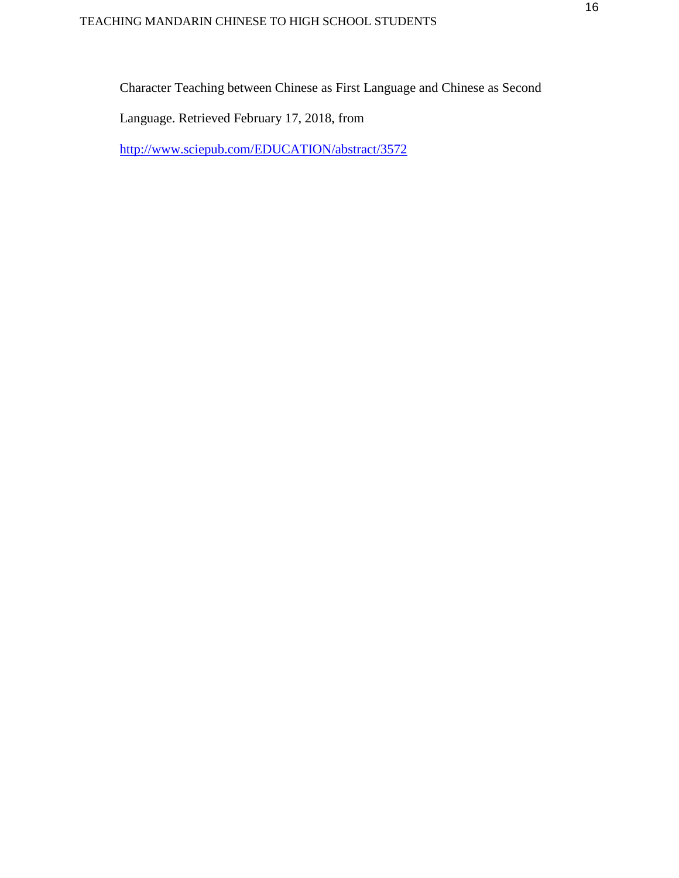Character Teaching between Chinese as First Language and Chinese as Second Language. Retrieved February 17, 2018, from http://www.sciepub.com/EDUCATION/abstract/3572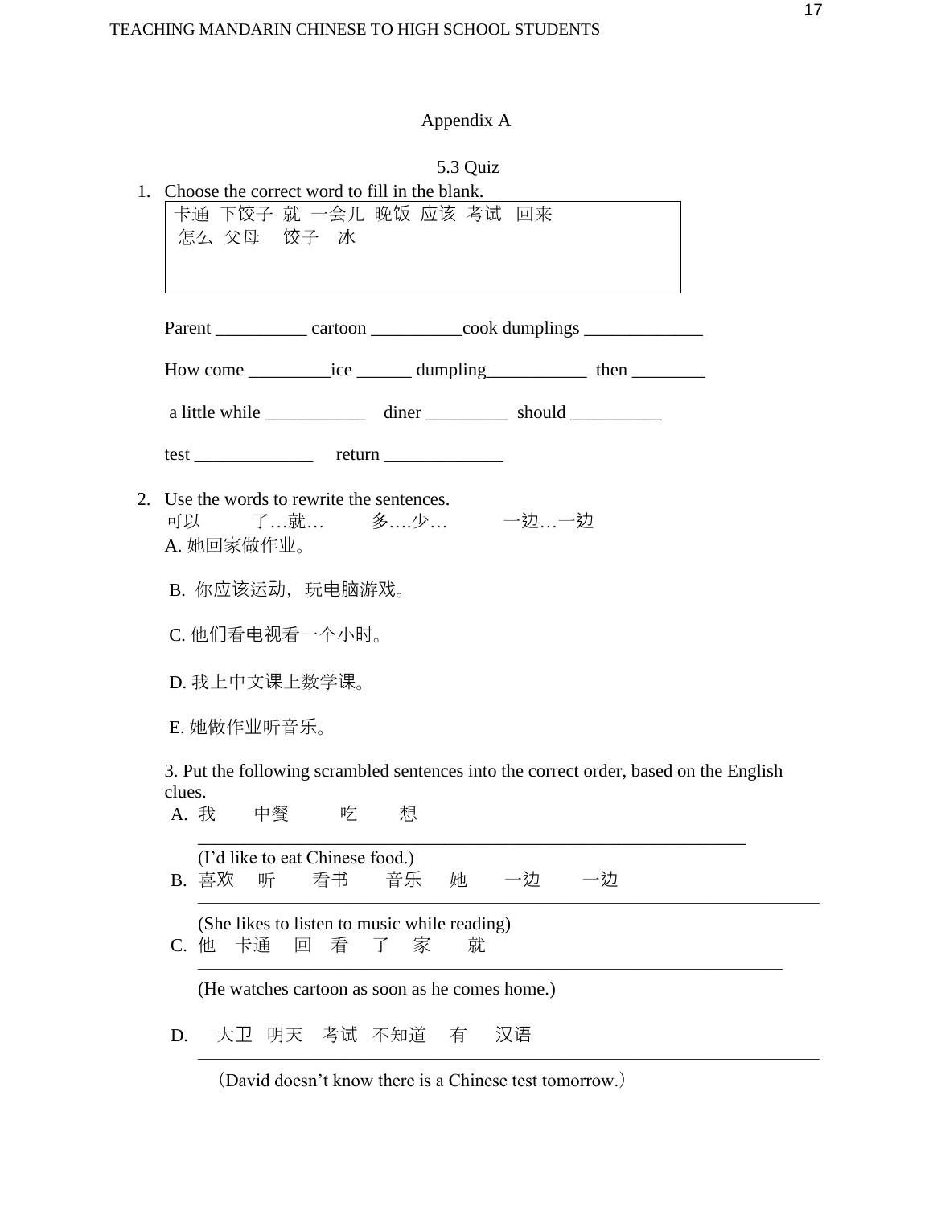Appendix A

5.3 Quiz

1. Choose the correct word to fill in the blank.

   卡通 下饺子 就 一会儿 晚饭 应该 考试 回来
   怎么 父母 饺子 冰

   Parent __________ cartoon __________cook dumplings _____________

   How come _________ice ______ dumpling___________ then ________

   a little while ___________ diner _________ should __________

   test _____________ return _____________

2. Use the words to rewrite the sentences.
   可以 了…就… 多….少… 一边…一边
   A. 她回家做作业。

   B. 你应该运动，玩电脑游戏。

   C. 他们看电视看一个小时。

   D. 我上中文课上数学课。

   E. 她做作业听音乐。

3. Put the following scrambled sentences into the correct order, based on the English clues.

   A. 我 中餐 吃 想
   ____________________________________________________________
   (I'd like to eat Chinese food.)

   B. 喜欢 听 看书 音乐 她 一边 一边
   ____________________________________________________________
   (She likes to listen to music while reading)

   C. 他 卡通 回 看 了 家 就
   ____________________________________________________________
   (He watches cartoon as soon as he comes home.)

   D. 大卫 明天 考试 不知道 有 汉语
   ____________________________________________________________
   （David doesn't know there is a Chinese test tomorrow.）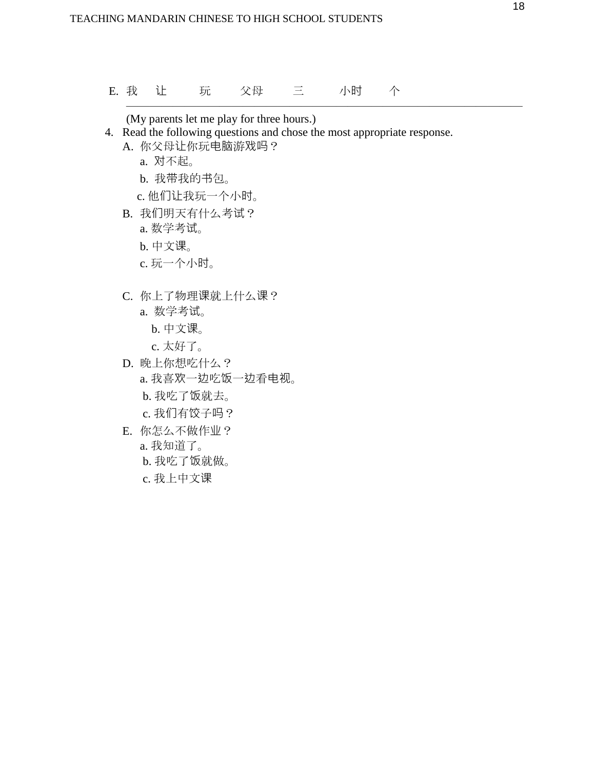E. 我　让　玩　父母　三　小时　个

______________________________________________

(My parents let me play for three hours.)

4. Read the following questions and chose the most appropriate response.

   A. 你父母让你玩电脑游戏吗？
      a. 对不起。
      b. 我带我的书包。
      c. 他们让我玩一个小时。

   B. 我们明天有什么考试？
      a. 数学考试。
      b. 中文课。
      c. 玩一个小时。

   C. 你上了物理课就上什么课？
      a. 数学考试。
      b. 中文课。
      c. 太好了。

   D. 晚上你想吃什么？
      a. 我喜欢一边吃饭一边看电视。
      b. 我吃了饭就去。
      c. 我们有饺子吗？

   E. 你怎么不做作业？
      a. 我知道了。
      b. 我吃了饭就做。
      c. 我上中文课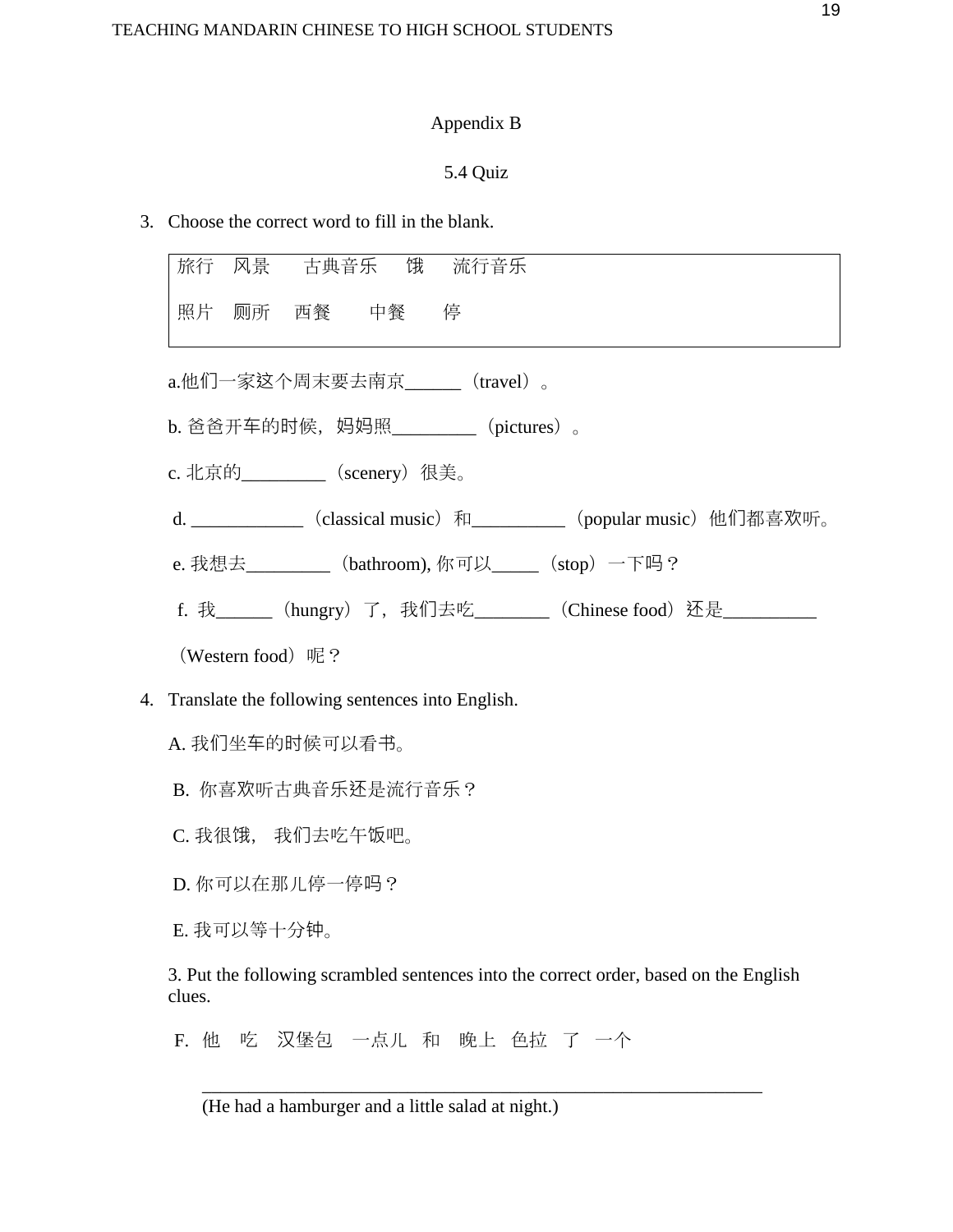Appendix B

5.4 Quiz

3. Choose the correct word to fill in the blank.

| 旅行　风景　　古典音乐　　饿　　流行音乐 |
|---|
| 照片　厕所　西餐　　中餐　　停 |

a.他们一家这个周末要去南京______（travel）。

b. 爸爸开车的时候，妈妈照_________（pictures）。

c. 北京的_________（scenery）很美。

d. ____________（classical music）和__________（popular music）他们都喜欢听。

e. 我想去_________（bathroom), 你可以_____（stop）一下吗？

f. 我______（hungry）了，我们去吃________（Chinese food）还是__________（Western food）呢？

4. Translate the following sentences into English.

A. 我们坐车的时候可以看书。

B. 你喜欢听古典音乐还是流行音乐？

C. 我很饿， 我们去吃午饭吧。

D. 你可以在那儿停一停吗？

E. 我可以等十分钟。

3. Put the following scrambled sentences into the correct order, based on the English clues.

F. 他　吃　汉堡包　一点儿　和　晚上　色拉　了　一个

______________________________________________________________

(He had a hamburger and a little salad at night.)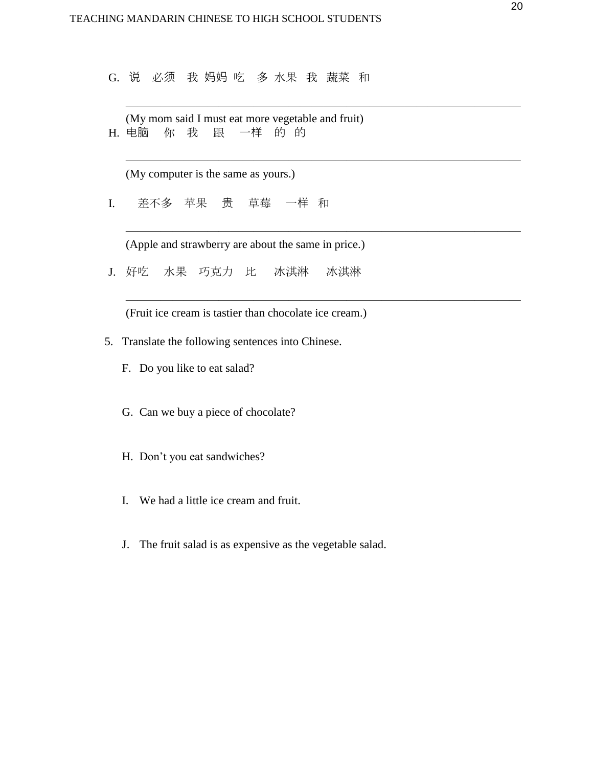G. 说 必须 我 妈妈 吃 多 水果 我 蔬菜 和

\_\_\_\_\_\_\_\_\_\_\_\_\_\_\_\_\_\_\_\_\_\_\_\_\_\_\_\_\_\_\_\_\_\_\_\_\_\_\_\_\_\_\_\_\_\_\_\_\_\_\_\_\_\_\_\_\_\_\_\_

(My mom said I must eat more vegetable and fruit)

H. 电脑 你 我 跟 一样 的 的

\_\_\_\_\_\_\_\_\_\_\_\_\_\_\_\_\_\_\_\_\_\_\_\_\_\_\_\_\_\_\_\_\_\_\_\_\_\_\_\_\_\_\_\_\_\_\_\_\_\_\_\_\_\_\_\_\_\_\_\_

(My computer is the same as yours.)

I. 差不多 苹果 贵 草莓 一样 和

\_\_\_\_\_\_\_\_\_\_\_\_\_\_\_\_\_\_\_\_\_\_\_\_\_\_\_\_\_\_\_\_\_\_\_\_\_\_\_\_\_\_\_\_\_\_\_\_\_\_\_\_\_\_\_\_\_\_\_\_

(Apple and strawberry are about the same in price.)

J. 好吃 水果 巧克力 比 冰淇淋 冰淇淋

\_\_\_\_\_\_\_\_\_\_\_\_\_\_\_\_\_\_\_\_\_\_\_\_\_\_\_\_\_\_\_\_\_\_\_\_\_\_\_\_\_\_\_\_\_\_\_\_\_\_\_\_\_\_\_\_\_\_\_\_

(Fruit ice cream is tastier than chocolate ice cream.)

5. Translate the following sentences into Chinese.

   F. Do you like to eat salad?

   G. Can we buy a piece of chocolate?

   H. Don't you eat sandwiches?

   I. We had a little ice cream and fruit.

   J. The fruit salad is as expensive as the vegetable salad.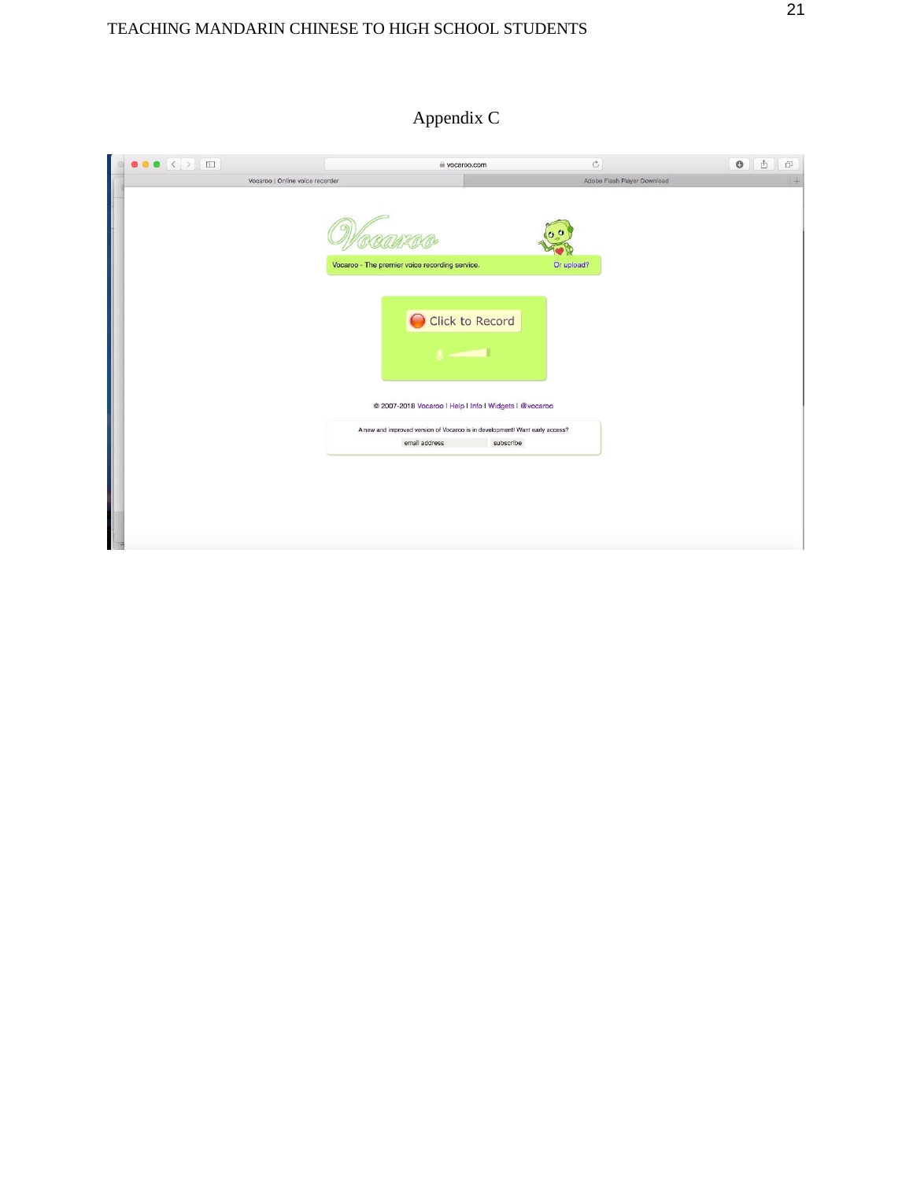# Appendix C